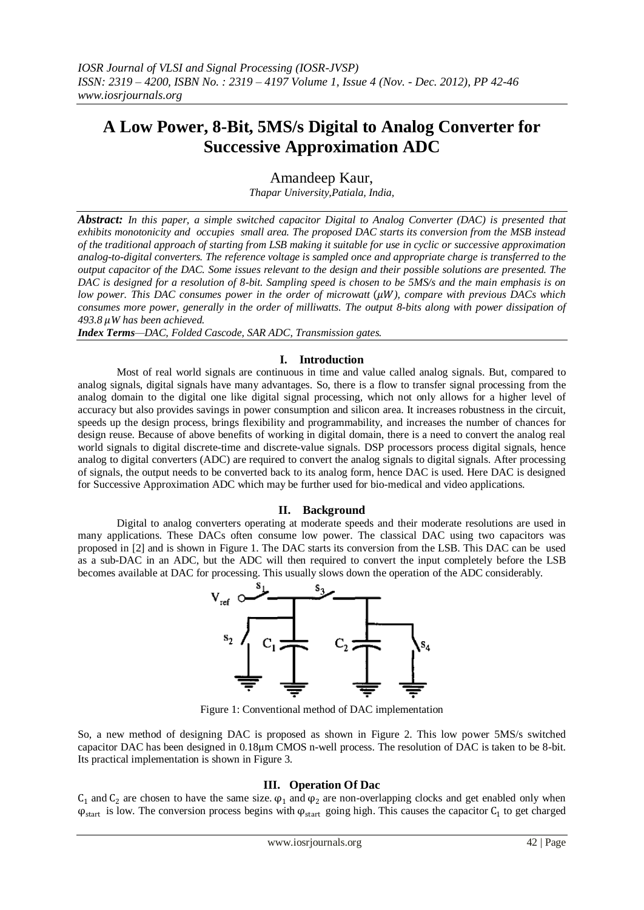# A Low Power, 8-Bit, 5MS/s Digital to Analog Converter for Successive Approximation ADC

Amandeep Kaur,

*Thapar University,Patiala, India,*

***Abstract:*** *In this paper, a simple switched capacitor Digital to Analog Converter (DAC) is presented that exhibits monotonicity and occupies small area. The proposed DAC starts its conversion from the MSB instead of the traditional approach of starting from LSB making it suitable for use in cyclic or successive approximation analog-to-digital converters. The reference voltage is sampled once and appropriate charge is transferred to the output capacitor of the DAC. Some issues relevant to the design and their possible solutions are presented. The DAC is designed for a resolution of 8-bit. Sampling speed is chosen to be 5MS/s and the main emphasis is on low power. This DAC consumes power in the order of microwatt ($\mu W$), compare with previous DACs which consumes more power, generally in the order of milliwatts. The output 8-bits along with power dissipation of 493.8 $\mu W$ has been achieved.*

***Index Terms****—DAC, Folded Cascode, SAR ADC, Transmission gates.*

## I. Introduction

Most of real world signals are continuous in time and value called analog signals. But, compared to analog signals, digital signals have many advantages. So, there is a flow to transfer signal processing from the analog domain to the digital one like digital signal processing, which not only allows for a higher level of accuracy but also provides savings in power consumption and silicon area. It increases robustness in the circuit, speeds up the design process, brings flexibility and programmability, and increases the number of chances for design reuse. Because of above benefits of working in digital domain, there is a need to convert the analog real world signals to digital discrete-time and discrete-value signals. DSP processors process digital signals, hence analog to digital converters (ADC) are required to convert the analog signals to digital signals. After processing of signals, the output needs to be converted back to its analog form, hence DAC is used. Here DAC is designed for Successive Approximation ADC which may be further used for bio-medical and video applications.

## II. Background

Digital to analog converters operating at moderate speeds and their moderate resolutions are used in many applications. These DACs often consume low power. The classical DAC using two capacitors was proposed in [2] and is shown in Figure 1. The DAC starts its conversion from the LSB. This DAC can be used as a sub-DAC in an ADC, but the ADC will then required to convert the input completely before the LSB becomes available at DAC for processing. This usually slows down the operation of the ADC considerably.

Figure 1: Conventional method of DAC implementation

So, a new method of designing DAC is proposed as shown in Figure 2. This low power 5MS/s switched capacitor DAC has been designed in 0.18μm CMOS n-well process. The resolution of DAC is taken to be 8-bit. Its practical implementation is shown in Figure 3.

## III. Operation Of Dac

$C_1$ and $C_2$ are chosen to have the same size. $\varphi_1$ and $\varphi_2$ are non-overlapping clocks and get enabled only when $\varphi_{start}$ is low. The conversion process begins with $\varphi_{start}$ going high. This causes the capacitor $C_1$ to get charged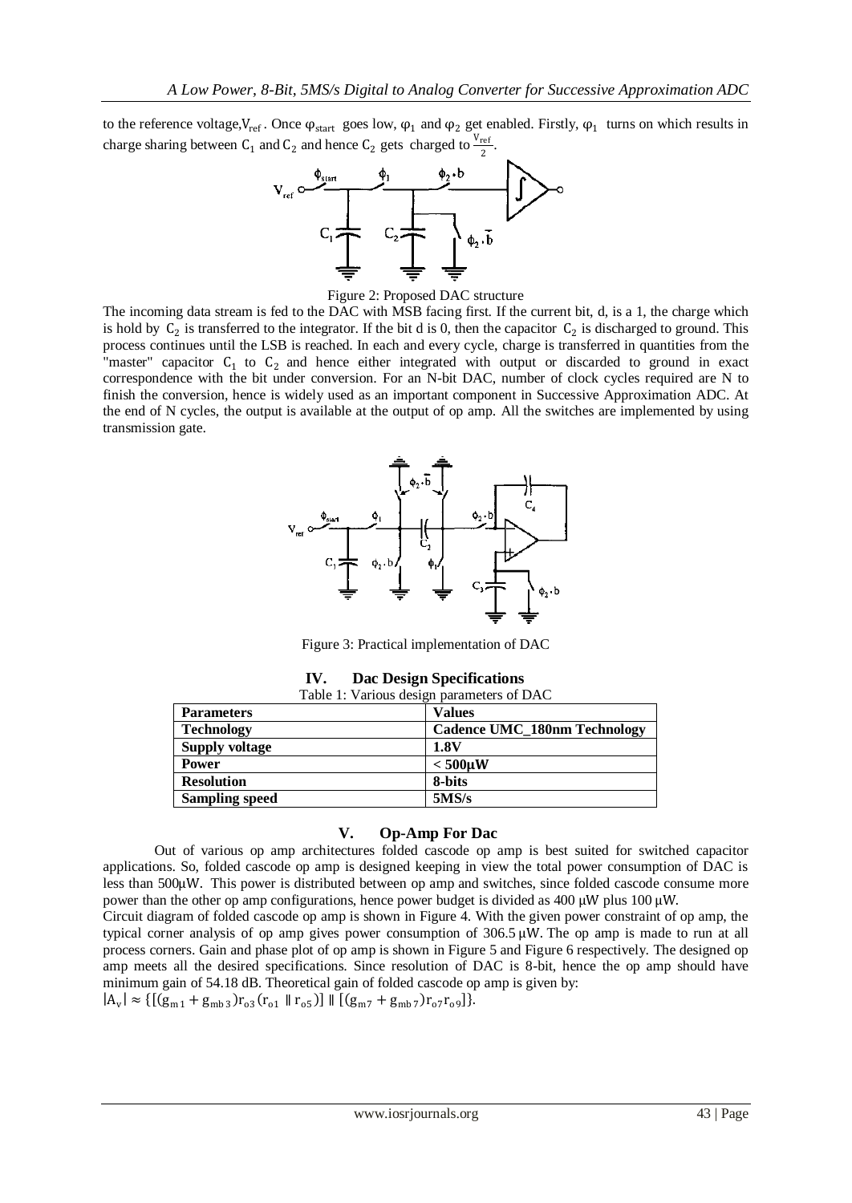to the reference voltage, $V_{ref}$. Once $\varphi_{start}$ goes low, $\varphi_1$ and $\varphi_2$ get enabled. Firstly, $\varphi_1$ turns on which results in charge sharing between $C_1$ and $C_2$ and hence $C_2$ gets charged to $\frac{V_{ref}}{2}$.

Figure 2: Proposed DAC structure

The incoming data stream is fed to the DAC with MSB facing first. If the current bit, d, is a 1, the charge which is hold by $C_2$ is transferred to the integrator. If the bit d is 0, then the capacitor $C_2$ is discharged to ground. This process continues until the LSB is reached. In each and every cycle, charge is transferred in quantities from the "master" capacitor $C_1$ to $C_2$ and hence either integrated with output or discarded to ground in exact correspondence with the bit under conversion. For an N-bit DAC, number of clock cycles required are N to finish the conversion, hence is widely used as an important component in Successive Approximation ADC. At the end of N cycles, the output is available at the output of op amp. All the switches are implemented by using transmission gate.

Figure 3: Practical implementation of DAC

## IV. Dac Design Specifications

Table 1: Various design parameters of DAC

| Parameters | Values |
|---|---|
| **Technology** | **Cadence UMC_180nm Technology** |
| **Supply voltage** | **1.8V** |
| **Power** | **< 500µW** |
| **Resolution** | **8-bits** |
| **Sampling speed** | **5MS/s** |

## V. Op-Amp For Dac

Out of various op amp architectures folded cascode op amp is best suited for switched capacitor applications. So, folded cascode op amp is designed keeping in view the total power consumption of DAC is less than 500µW. This power is distributed between op amp and switches, since folded cascode consume more power than the other op amp configurations, hence power budget is divided as 400 µW plus 100 µW.

Circuit diagram of folded cascode op amp is shown in Figure 4. With the given power constraint of op amp, the typical corner analysis of op amp gives power consumption of 306.5 µW. The op amp is made to run at all process corners. Gain and phase plot of op amp is shown in Figure 5 and Figure 6 respectively. The designed op amp meets all the desired specifications. Since resolution of DAC is 8-bit, hence the op amp should have minimum gain of 54.18 dB. Theoretical gain of folded cascode op amp is given by:

$$|A_v| \approx \{[(g_{m1} + g_{mb3})r_{o3}(r_{o1} \parallel r_{o5})] \parallel [(g_{m7} + g_{mb7})r_{o7}r_{o9}]\}.$$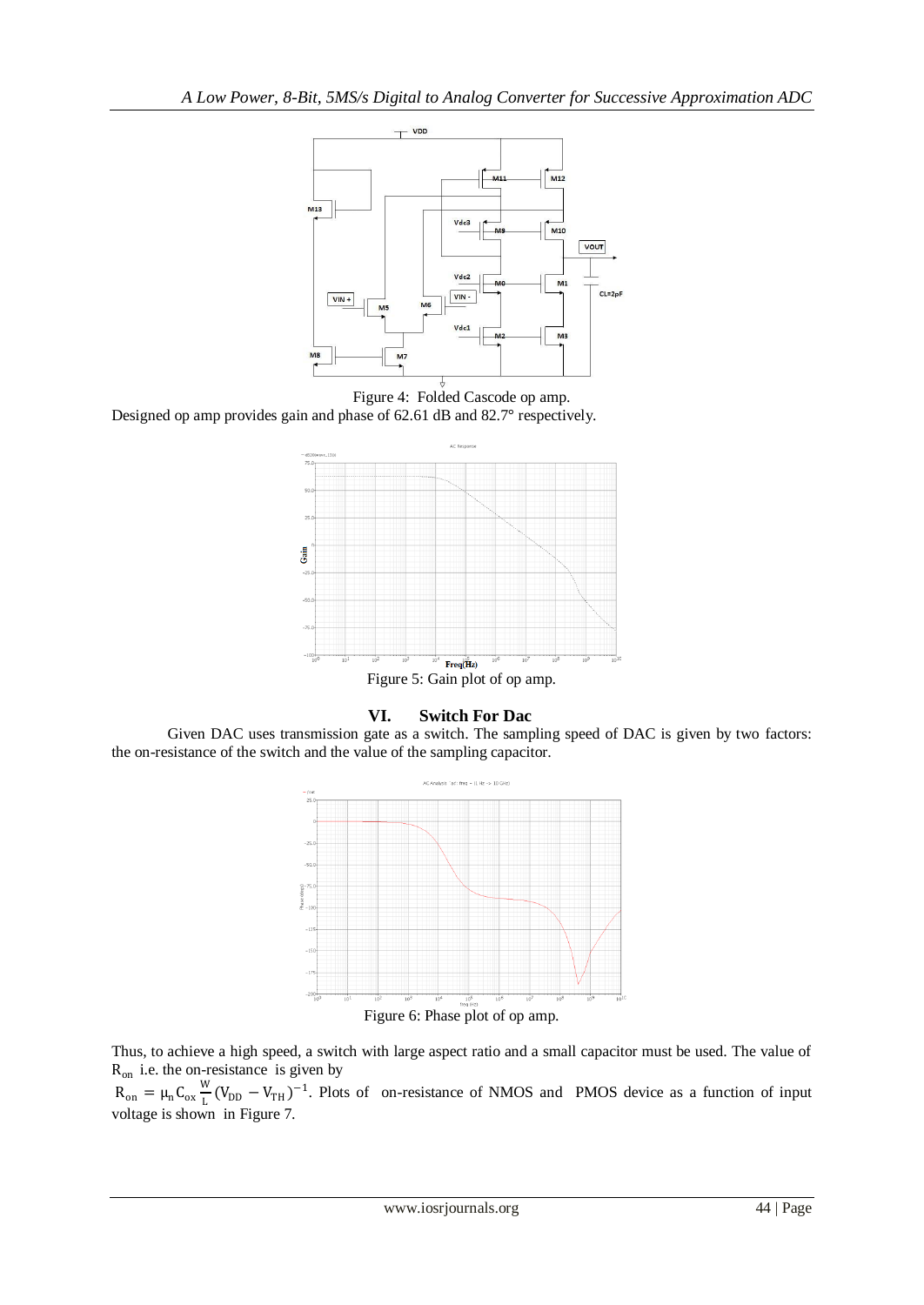Figure 4: Folded Cascode op amp.

Designed op amp provides gain and phase of 62.61 dB and 82.7° respectively.

Figure 5: Gain plot of op amp.

## VI. Switch For Dac

Given DAC uses transmission gate as a switch. The sampling speed of DAC is given by two factors: the on-resistance of the switch and the value of the sampling capacitor.

Figure 6: Phase plot of op amp.

Thus, to achieve a high speed, a switch with large aspect ratio and a small capacitor must be used. The value of $R_{on}$ i.e. the on-resistance is given by

$R_{on} = \mu_n C_{ox} \frac{W}{L} (V_{DD} - V_{TH})^{-1}$. Plots of on-resistance of NMOS and PMOS device as a function of input voltage is shown in Figure 7.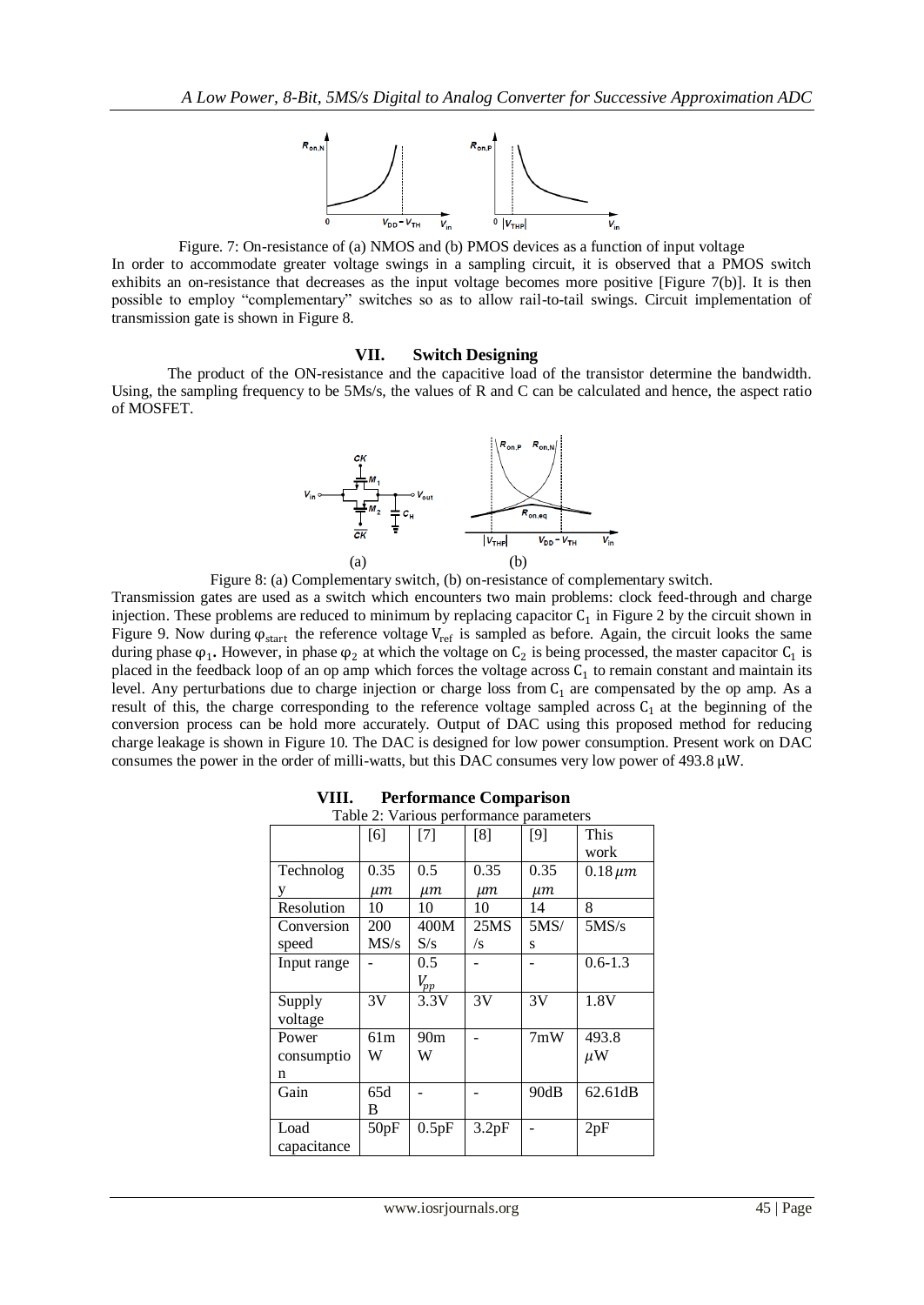Figure. 7: On-resistance of (a) NMOS and (b) PMOS devices as a function of input voltage

In order to accommodate greater voltage swings in a sampling circuit, it is observed that a PMOS switch exhibits an on-resistance that decreases as the input voltage becomes more positive [Figure 7(b)]. It is then possible to employ "complementary" switches so as to allow rail-to-tail swings. Circuit implementation of transmission gate is shown in Figure 8.

## VII. Switch Designing

The product of the ON-resistance and the capacitive load of the transistor determine the bandwidth. Using, the sampling frequency to be 5Ms/s, the values of R and C can be calculated and hence, the aspect ratio of MOSFET.

(a) (b)

Figure 8: (a) Complementary switch, (b) on-resistance of complementary switch.

Transmission gates are used as a switch which encounters two main problems: clock feed-through and charge injection. These problems are reduced to minimum by replacing capacitor $C_1$ in Figure 2 by the circuit shown in Figure 9. Now during $\varphi_{start}$ the reference voltage $V_{ref}$ is sampled as before. Again, the circuit looks the same during phase $\varphi_1$. However, in phase $\varphi_2$ at which the voltage on $C_2$ is being processed, the master capacitor $C_1$ is placed in the feedback loop of an op amp which forces the voltage across $C_1$ to remain constant and maintain its level. Any perturbations due to charge injection or charge loss from $C_1$ are compensated by the op amp. As a result of this, the charge corresponding to the reference voltage sampled across $C_1$ at the beginning of the conversion process can be hold more accurately. Output of DAC using this proposed method for reducing charge leakage is shown in Figure 10. The DAC is designed for low power consumption. Present work on DAC consumes the power in the order of milli-watts, but this DAC consumes very low power of 493.8 μW.

## VIII. Performance Comparison

Table 2: Various performance parameters

| | [6] | [7] | [8] | [9] | This work |
|---|---|---|---|---|---|
| Technology | 0.35 $\mu m$ | 0.5 $\mu m$ | 0.35 $\mu m$ | 0.35 $\mu m$ | 0.18 $\mu m$ |
| Resolution | 10 | 10 | 10 | 14 | 8 |
| Conversion speed | 200 MS/s | 400M S/s | 25MS /s | 5MS/ s | 5MS/s |
| Input range | - | 0.5 $V_{pp}$ | - | - | 0.6-1.3 |
| Supply voltage | 3V | 3.3V | 3V | 3V | 1.8V |
| Power consumption | 61m W | 90m W | - | 7mW | 493.8 $\mu$W |
| Gain | 65d B | - | - | 90dB | 62.61dB |
| Load capacitance | 50pF | 0.5pF | 3.2pF | - | 2pF |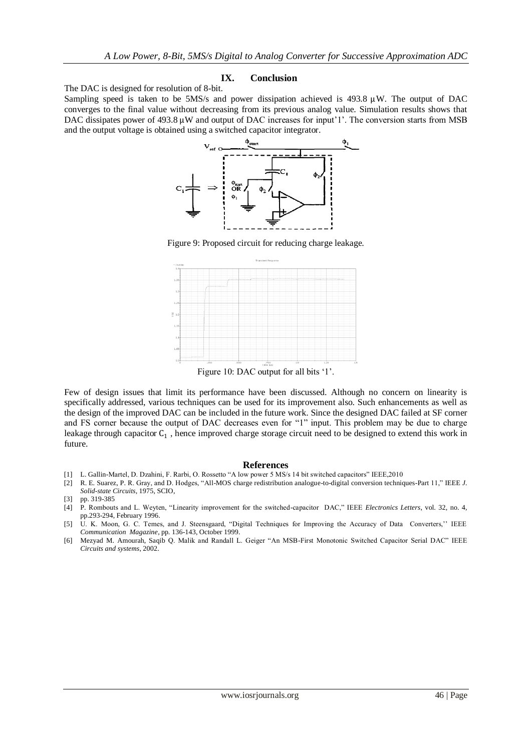## IX. Conclusion

The DAC is designed for resolution of 8-bit.

Sampling speed is taken to be 5MS/s and power dissipation achieved is 493.8 µW. The output of DAC converges to the final value without decreasing from its previous analog value. Simulation results shows that DAC dissipates power of 493.8 µW and output of DAC increases for input'1'. The conversion starts from MSB and the output voltage is obtained using a switched capacitor integrator.

Figure 9: Proposed circuit for reducing charge leakage.

Figure 10: DAC output for all bits '1'.

Few of design issues that limit its performance have been discussed. Although no concern on linearity is specifically addressed, various techniques can be used for its improvement also. Such enhancements as well as the design of the improved DAC can be included in the future work. Since the designed DAC failed at SF corner and FS corner because the output of DAC decreases even for "1" input. This problem may be due to charge leakage through capacitor $C_1$ , hence improved charge storage circuit need to be designed to extend this work in future.

## References

[1] L. Gallin-Martel, D. Dzahini, F. Rarbi, O. Rossetto "A low power 5 MS/s 14 bit switched capacitors" IEEE,2010

[2] R. E. Suarez, P. R. Gray, and D. Hodges, "All-MOS charge redistribution analogue-to-digital conversion techniques-Part 11," IEEE *J. Solid-state Circuits*, 1975, SCIO,

[3] pp. 319-385

[4] P. Rombouts and L. Weyten, "Linearity improvement for the switched-capacitor DAC," IEEE *Electronics Letters*, vol. 32, no. 4, pp.293-294, February 1996.

[5] U. K. Moon, G. C. Temes, and J. Steensgaard, "Digital Techniques for Improving the Accuracy of Data Converters,'' IEEE *Communication Magazine*, pp. 136-143, October 1999.

[6] Mezyad M. Amourah, Saqib Q. Malik and Randall L. Geiger "An MSB-First Monotonic Switched Capacitor Serial DAC" IEEE *Circuits and systems*, 2002.